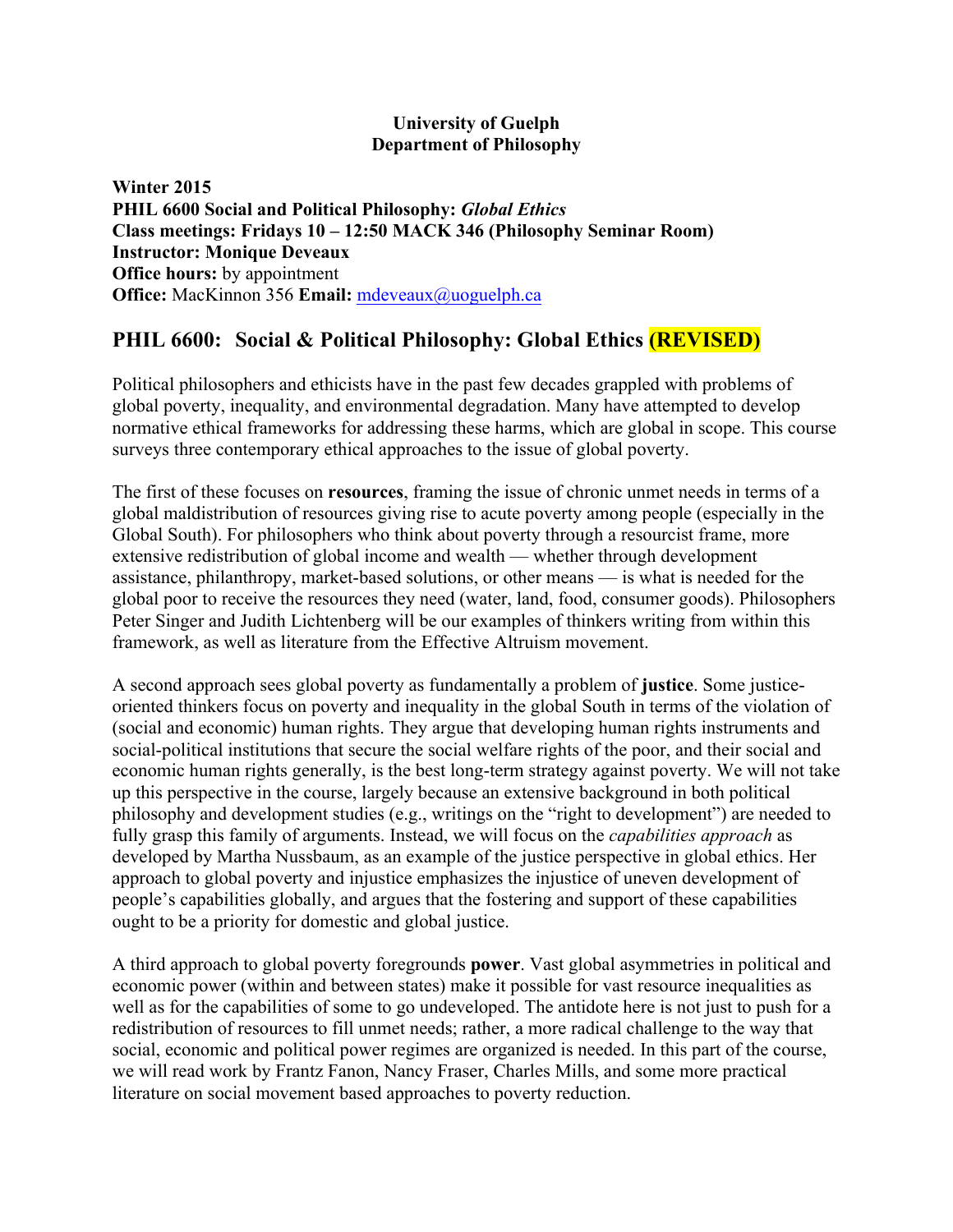**University of Guelph**
**Department of Philosophy**

**Winter 2015**
**PHIL 6600 Social and Political Philosophy:** ***Global Ethics***
**Class meetings: Fridays 10 – 12:50 MACK 346 (Philosophy Seminar Room)**
**Instructor: Monique Deveaux**
**Office hours:** by appointment
**Office:** MacKinnon 356 **Email:** mdeveaux@uoguelph.ca

## PHIL 6600: Social & Political Philosophy: Global Ethics (REVISED)

Political philosophers and ethicists have in the past few decades grappled with problems of global poverty, inequality, and environmental degradation. Many have attempted to develop normative ethical frameworks for addressing these harms, which are global in scope. This course surveys three contemporary ethical approaches to the issue of global poverty.

The first of these focuses on **resources**, framing the issue of chronic unmet needs in terms of a global maldistribution of resources giving rise to acute poverty among people (especially in the Global South). For philosophers who think about poverty through a resourcist frame, more extensive redistribution of global income and wealth — whether through development assistance, philanthropy, market-based solutions, or other means — is what is needed for the global poor to receive the resources they need (water, land, food, consumer goods). Philosophers Peter Singer and Judith Lichtenberg will be our examples of thinkers writing from within this framework, as well as literature from the Effective Altruism movement.

A second approach sees global poverty as fundamentally a problem of **justice**. Some justice-oriented thinkers focus on poverty and inequality in the global South in terms of the violation of (social and economic) human rights. They argue that developing human rights instruments and social-political institutions that secure the social welfare rights of the poor, and their social and economic human rights generally, is the best long-term strategy against poverty. We will not take up this perspective in the course, largely because an extensive background in both political philosophy and development studies (e.g., writings on the "right to development") are needed to fully grasp this family of arguments. Instead, we will focus on the *capabilities approach* as developed by Martha Nussbaum, as an example of the justice perspective in global ethics. Her approach to global poverty and injustice emphasizes the injustice of uneven development of people's capabilities globally, and argues that the fostering and support of these capabilities ought to be a priority for domestic and global justice.

A third approach to global poverty foregrounds **power**. Vast global asymmetries in political and economic power (within and between states) make it possible for vast resource inequalities as well as for the capabilities of some to go undeveloped. The antidote here is not just to push for a redistribution of resources to fill unmet needs; rather, a more radical challenge to the way that social, economic and political power regimes are organized is needed. In this part of the course, we will read work by Frantz Fanon, Nancy Fraser, Charles Mills, and some more practical literature on social movement based approaches to poverty reduction.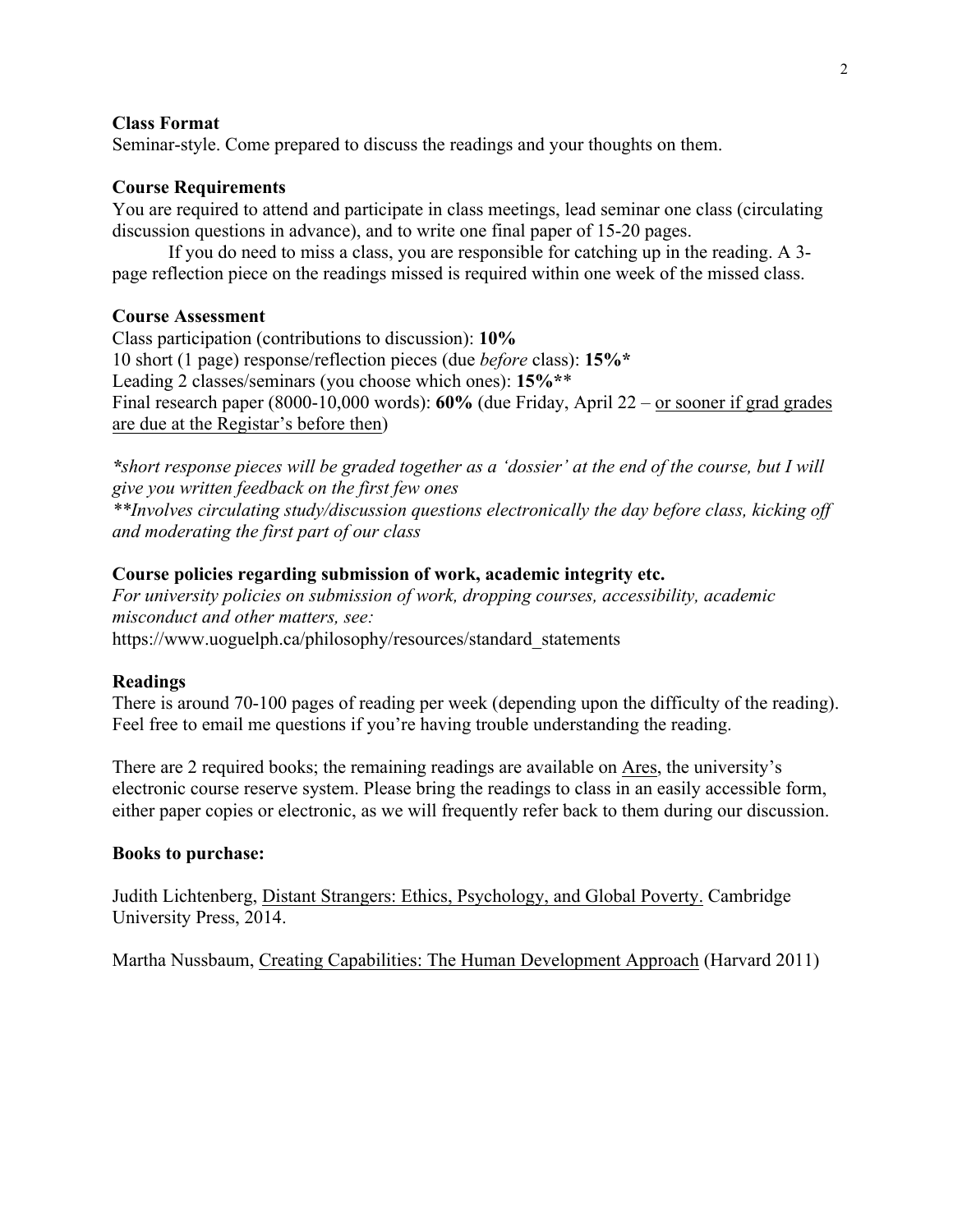**Class Format**
Seminar-style. Come prepared to discuss the readings and your thoughts on them.

**Course Requirements**
You are required to attend and participate in class meetings, lead seminar one class (circulating discussion questions in advance), and to write one final paper of 15-20 pages.

If you do need to miss a class, you are responsible for catching up in the reading. A 3-page reflection piece on the readings missed is required within one week of the missed class.

**Course Assessment**
Class participation (contributions to discussion): **10%**
10 short (1 page) response/reflection pieces (due *before* class): **15%***
Leading 2 classes/seminars (you choose which ones): **15%****
Final research paper (8000-10,000 words): **60%** (due Friday, April 22 – or sooner if grad grades are due at the Registar's before then)

****short response pieces will be graded together as a 'dossier' at the end of the course, but I will give you written feedback on the first few ones***
***\*\*Involves circulating study/discussion questions electronically the day before class, kicking off and moderating the first part of our class*

**Course policies regarding submission of work, academic integrity etc.**
*For university policies on submission of work, dropping courses, accessibility, academic misconduct and other matters, see:*
https://www.uoguelph.ca/philosophy/resources/standard_statements

**Readings**
There is around 70-100 pages of reading per week (depending upon the difficulty of the reading). Feel free to email me questions if you're having trouble understanding the reading.

There are 2 required books; the remaining readings are available on Ares, the university's electronic course reserve system. Please bring the readings to class in an easily accessible form, either paper copies or electronic, as we will frequently refer back to them during our discussion.

**Books to purchase:**

Judith Lichtenberg, Distant Strangers: Ethics, Psychology, and Global Poverty. Cambridge University Press, 2014.

Martha Nussbaum, Creating Capabilities: The Human Development Approach (Harvard 2011)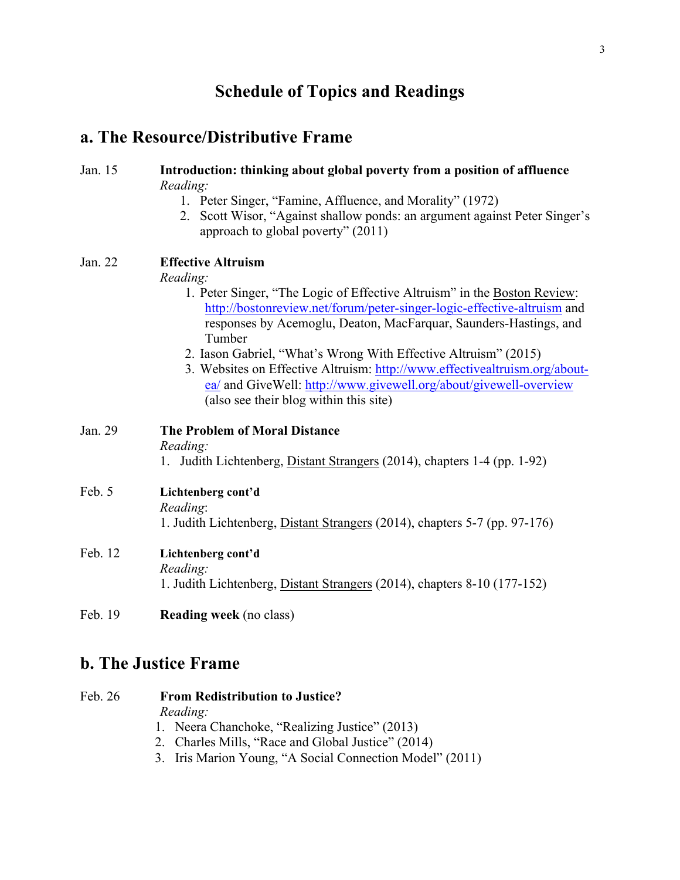# Schedule of Topics and Readings

## a. The Resource/Distributive Frame

Jan. 15 **Introduction: thinking about global poverty from a position of affluence**
*Reading:*
1. Peter Singer, "Famine, Affluence, and Morality" (1972)
2. Scott Wisor, "Against shallow ponds: an argument against Peter Singer's approach to global poverty" (2011)

Jan. 22 **Effective Altruism**
*Reading:*
1. Peter Singer, "The Logic of Effective Altruism" in the Boston Review: http://bostonreview.net/forum/peter-singer-logic-effective-altruism and responses by Acemoglu, Deaton, MacFarquar, Saunders-Hastings, and Tumber
2. Iason Gabriel, "What's Wrong With Effective Altruism" (2015)
3. Websites on Effective Altruism: http://www.effectivealtruism.org/about-ea/ and GiveWell: http://www.givewell.org/about/givewell-overview (also see their blog within this site)

Jan. 29 **The Problem of Moral Distance**
*Reading:*
1. Judith Lichtenberg, Distant Strangers (2014), chapters 1-4 (pp. 1-92)

Feb. 5 **Lichtenberg cont'd**
*Reading*:
1. Judith Lichtenberg, Distant Strangers (2014), chapters 5-7 (pp. 97-176)

Feb. 12 **Lichtenberg cont'd**
*Reading:*
1. Judith Lichtenberg, Distant Strangers (2014), chapters 8-10 (177-152)

Feb. 19 **Reading week** (no class)

## b. The Justice Frame

Feb. 26 **From Redistribution to Justice?**
*Reading:*
1. Neera Chanchoke, "Realizing Justice" (2013)
2. Charles Mills, "Race and Global Justice" (2014)
3. Iris Marion Young, "A Social Connection Model" (2011)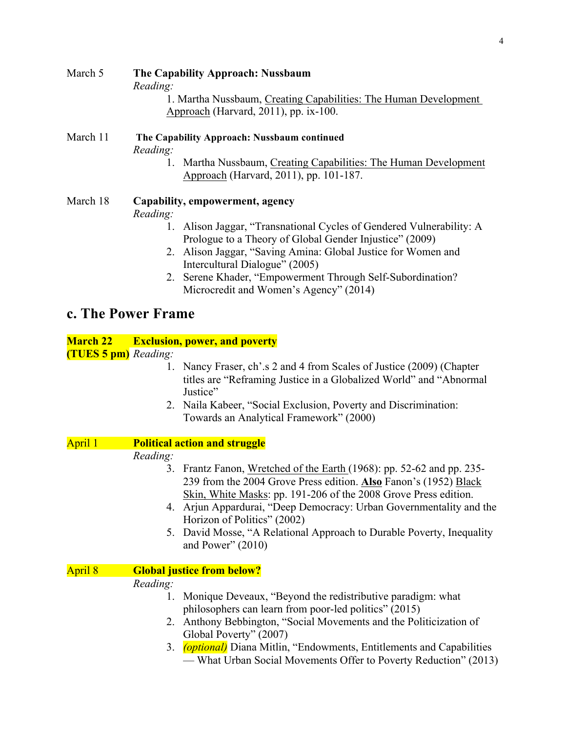March 5 **The Capability Approach: Nussbaum**

*Reading:*

1. Martha Nussbaum, Creating Capabilities: The Human Development Approach (Harvard, 2011), pp. ix-100.

March 11 **The Capability Approach: Nussbaum continued**

*Reading:*

1. Martha Nussbaum, Creating Capabilities: The Human Development Approach (Harvard, 2011), pp. 101-187.

March 18 **Capability, empowerment, agency**

*Reading:*

1. Alison Jaggar, "Transnational Cycles of Gendered Vulnerability: A Prologue to a Theory of Global Gender Injustice" (2009)
2. Alison Jaggar, "Saving Amina: Global Justice for Women and Intercultural Dialogue" (2005)
2. Serene Khader, "Empowerment Through Self-Subordination? Microcredit and Women's Agency" (2014)

## c. The Power Frame

**March 22 (TUES 5 pm)** **Exclusion, power, and poverty**

*Reading:*

1. Nancy Fraser, ch'.s 2 and 4 from Scales of Justice (2009) (Chapter titles are "Reframing Justice in a Globalized World" and "Abnormal Justice"
2. Naila Kabeer, "Social Exclusion, Poverty and Discrimination: Towards an Analytical Framework" (2000)

April 1 **Political action and struggle**

*Reading:*

3. Frantz Fanon, Wretched of the Earth (1968): pp. 52-62 and pp. 235-239 from the 2004 Grove Press edition. **Also** Fanon's (1952) Black Skin, White Masks: pp. 191-206 of the 2008 Grove Press edition.
4. Arjun Appardurai, "Deep Democracy: Urban Governmentality and the Horizon of Politics" (2002)
5. David Mosse, "A Relational Approach to Durable Poverty, Inequality and Power" (2010)

April 8 **Global justice from below?**

*Reading:*

1. Monique Deveaux, "Beyond the redistributive paradigm: what philosophers can learn from poor-led politics" (2015)
2. Anthony Bebbington, "Social Movements and the Politicization of Global Poverty" (2007)
3. *(optional)* Diana Mitlin, "Endowments, Entitlements and Capabilities — What Urban Social Movements Offer to Poverty Reduction" (2013)